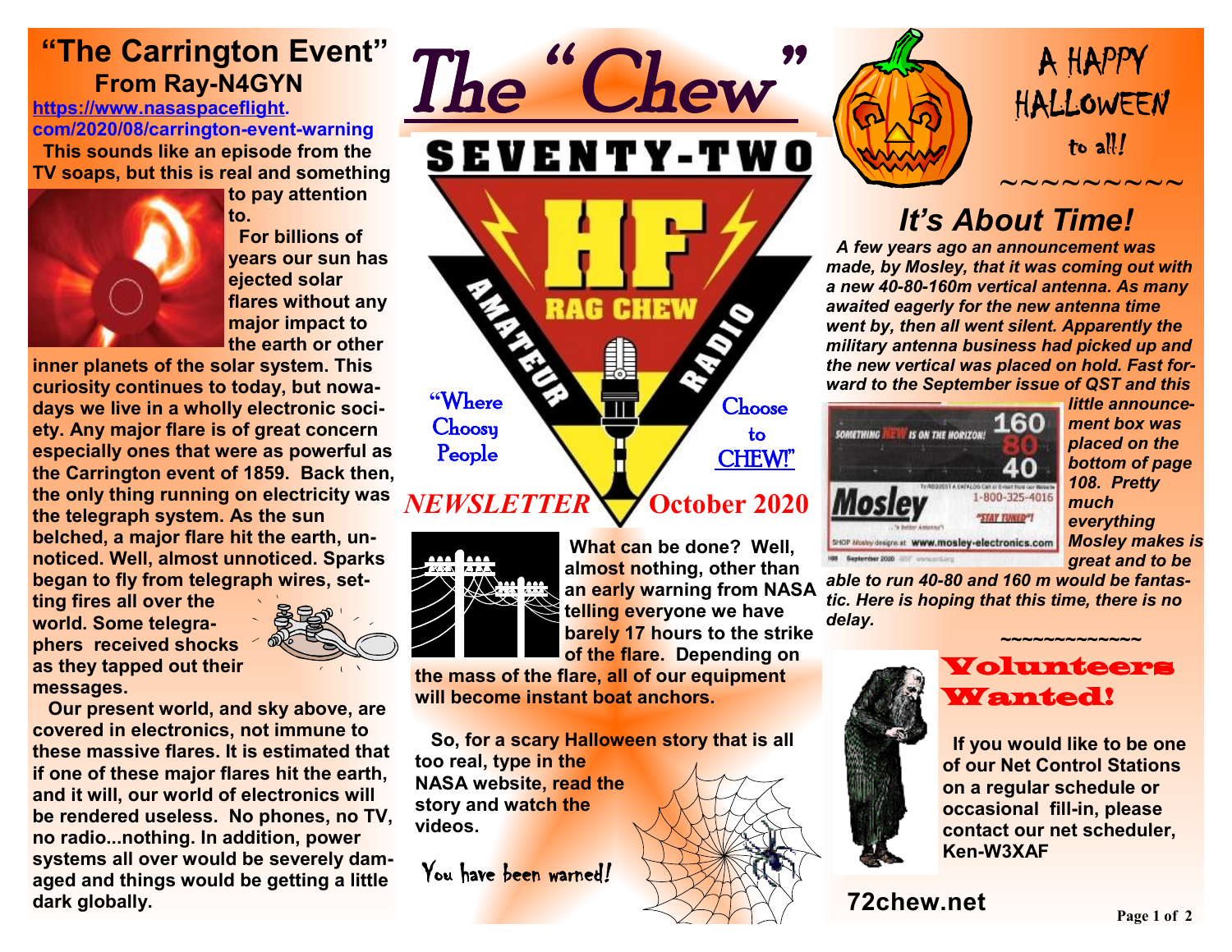# The "Chew"

## SEVENTY-TWO HF RAG CHEW AMATEUR RADIO

"Where Choosy People Choose to CHEW!"

*NEWSLETTER* **October 2020**

## "The Carrington Event"

### From Ray-N4GYN

**https://www.nasaspaceflight.com/2020/08/carrington-event-warning**

**This sounds like an episode from the TV soaps, but this is real and something to pay attention to.**

**For billions of years our sun has ejected solar flares without any major impact to the earth or other inner planets of the solar system. This curiosity continues to today, but nowadays we live in a wholly electronic society. Any major flare is of great concern especially ones that were as powerful as the Carrington event of 1859. Back then, the only thing running on electricity was the telegraph system. As the sun belched, a major flare hit the earth, unnoticed. Well, almost unnoticed. Sparks began to fly from telegraph wires, setting fires all over the world. Some telegraphers received shocks as they tapped out their messages.**

**Our present world, and sky above, are covered in electronics, not immune to these massive flares. It is estimated that if one of these major flares hit the earth, and it will, our world of electronics will be rendered useless. No phones, no TV, no radio...nothing. In addition, power systems all over would be severely damaged and things would be getting a little dark globally.**

**What can be done? Well, almost nothing, other than an early warning from NASA telling everyone we have barely 17 hours to the strike of the flare. Depending on the mass of the flare, all of our equipment will become instant boat anchors.**

**So, for a scary Halloween story that is all too real, type in the NASA website, read the story and watch the videos.**

You have been warned!

---

A HAPPY HALLOWEEN to all!

~~~~~~~~~

## *It's About Time!*

***A few years ago an announcement was made, by Mosley, that it was coming out with a new 40-80-160m vertical antenna. As many awaited eagerly for the new antenna time went by, then all went silent. Apparently the military antenna business had picked up and the new vertical was placed on hold. Fast forward to the September issue of QST and this little announcement box was placed on the bottom of page 108. Pretty much everything Mosley makes is great and to be able to run 40-80 and 160 m would be fantastic. Here is hoping that this time, there is no delay.***

~~~~~~~~~~~~~

## Volunteers Wanted!

**If you would like to be one of our Net Control Stations on a regular schedule or occasional fill-in, please contact our net scheduler, Ken-W3XAF**

**72chew.net**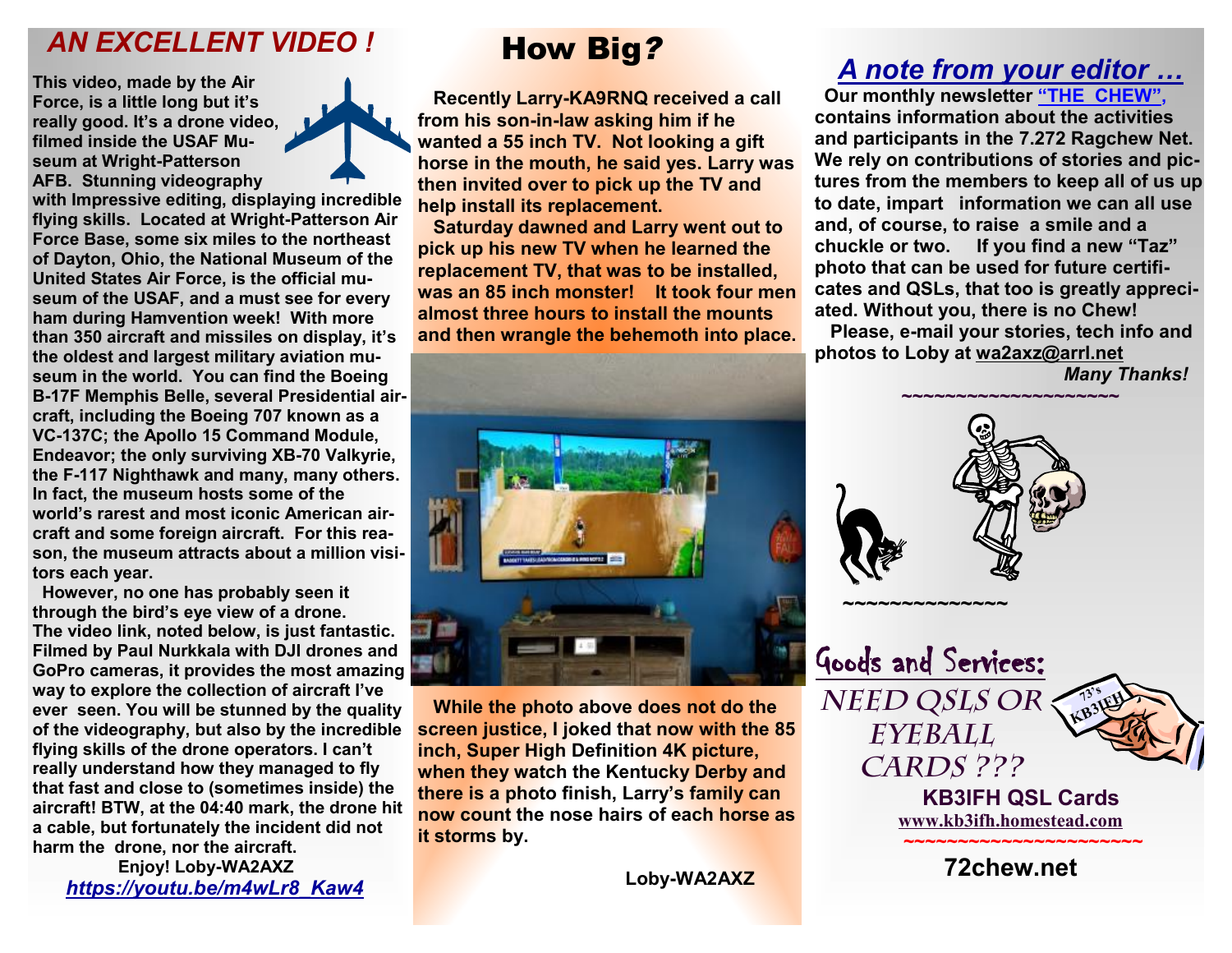## *AN EXCELLENT VIDEO !*

**This video, made by the Air Force, is a little long but it's really good. It's a drone video, filmed inside the USAF Museum at Wright-Patterson AFB. Stunning videography with Impressive editing, displaying incredible flying skills. Located at Wright-Patterson Air Force Base, some six miles to the northeast of Dayton, Ohio, the National Museum of the United States Air Force, is the official museum of the USAF, and a must see for every ham during Hamvention week! With more than 350 aircraft and missiles on display, it's the oldest and largest military aviation museum in the world. You can find the Boeing B-17F Memphis Belle, several Presidential aircraft, including the Boeing 707 known as a VC-137C; the Apollo 15 Command Module, Endeavor; the only surviving XB-70 Valkyrie, the F-117 Nighthawk and many, many others. In fact, the museum hosts some of the world's rarest and most iconic American aircraft and some foreign aircraft. For this reason, the museum attracts about a million visitors each year.**

**However, no one has probably seen it through the bird's eye view of a drone. The video link, noted below, is just fantastic. Filmed by Paul Nurkkala with DJI drones and GoPro cameras, it provides the most amazing way to explore the collection of aircraft I've ever seen. You will be stunned by the quality of the videography, but also by the incredible flying skills of the drone operators. I can't really understand how they managed to fly that fast and close to (sometimes inside) the aircraft! BTW, at the 04:40 mark, the drone hit a cable, but fortunately the incident did not harm the drone, nor the aircraft.**

**Enjoy! Loby-WA2AXZ**

***https://youtu.be/m4wLr8_Kaw4***

## How Big*?*

**Recently Larry-KA9RNQ received a call from his son-in-law asking him if he wanted a 55 inch TV. Not looking a gift horse in the mouth, he said yes. Larry was then invited over to pick up the TV and help install its replacement.**

**Saturday dawned and Larry went out to pick up his new TV when he learned the replacement TV, that was to be installed, was an 85 inch monster! It took four men almost three hours to install the mounts and then wrangle the behemoth into place.**

**While the photo above does not do the screen justice, I joked that now with the 85 inch, Super High Definition 4K picture, when they watch the Kentucky Derby and there is a photo finish, Larry's family can now count the nose hairs of each horse as it storms by.**

**Loby-WA2AXZ**

## *A note from your editor …*

**Our monthly newsletter "THE CHEW", contains information about the activities and participants in the 7.272 Ragchew Net. We rely on contributions of stories and pictures from the members to keep all of us up to date, impart information we can all use and, of course, to raise a smile and a chuckle or two. If you find a new "Taz" photo that can be used for future certificates and QSLs, that too is greatly appreciated. Without you, there is no Chew!**

**Please, e-mail your stories, tech info and photos to Loby at wa2axz@arrl.net**

***Many Thanks!***

~~~~~~~~~~~~~~~~~~~~~

~~~~~~~~~~~~~~~

### Goods and Services:

NEED QSLS OR EYEBALL CARDS ???

**KB3IFH QSL Cards**

**www.kb3ifh.homestead.com**

~~~~~~~~~~~~~~~~~~~~~~~

**72chew.net**